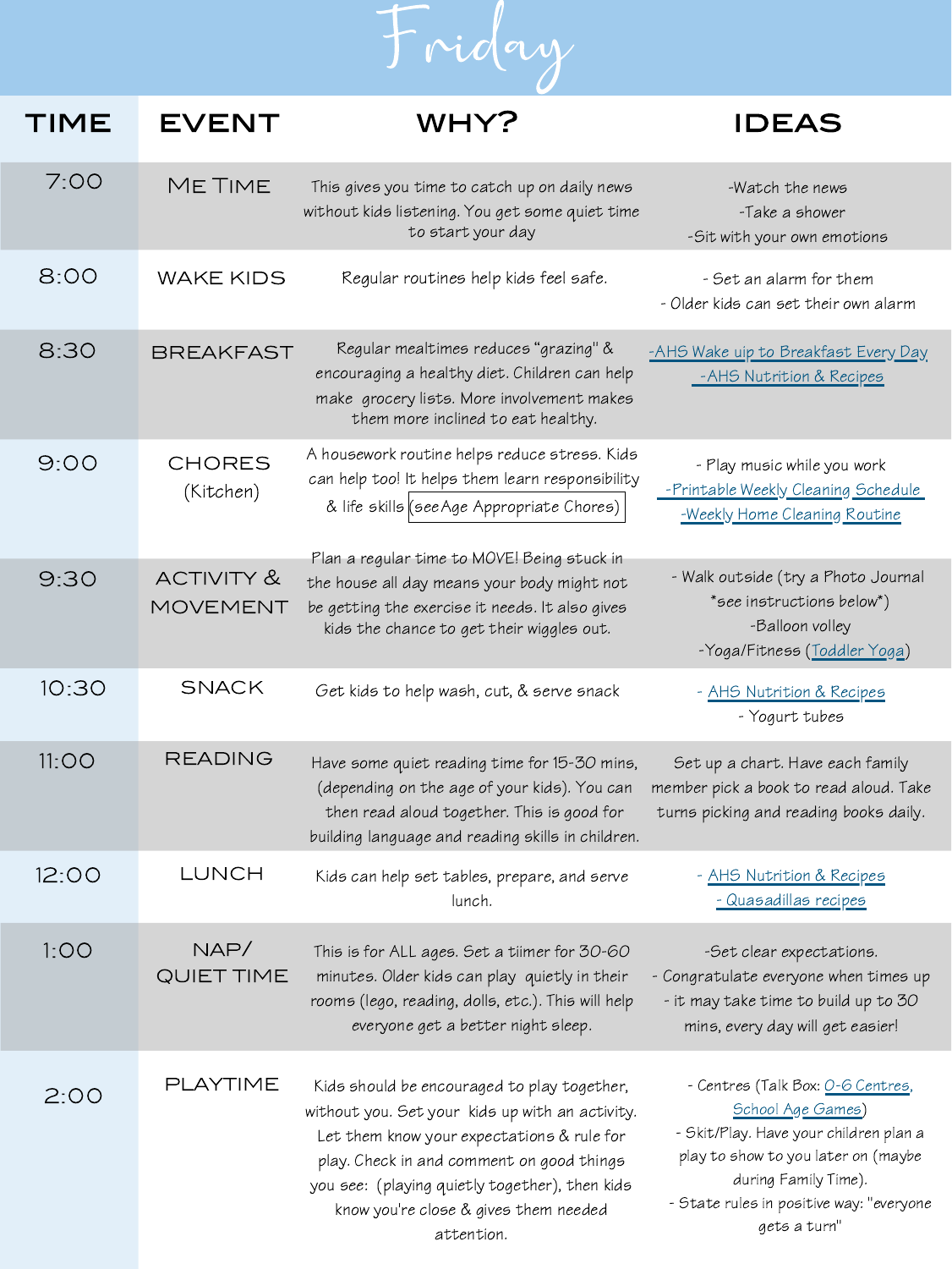# Friday

| TIME | EVENT | WHY? | IDEAS |
|---|---|---|---|
| 7:00 | ME TIME | This gives you time to catch up on daily news without kids listening. You get some quiet time to start your day | -Watch the news<br>-Take a shower<br>-Sit with your own emotions |
| 8:00 | WAKE KIDS | Regular routines help kids feel safe. | - Set an alarm for them<br>- Older kids can set their own alarm |
| 8:30 | BREAKFAST | Regular mealtimes reduces "grazing" & encouraging a healthy diet. Children can help make grocery lists. More involvement makes them more inclined to eat healthy. | -AHS Wake uip to Breakfast Every Day<br>-AHS Nutrition & Recipes |
| 9:00 | CHORES (Kitchen) | A housework routine helps reduce stress. Kids can help too! It helps them learn responsibility & life skills (see Age Appropriate Chores) | - Play music while you work<br>-Printable Weekly Cleaning Schedule<br>-Weekly Home Cleaning Routine |
| 9:30 | ACTIVITY & MOVEMENT | Plan a regular time to MOVE! Being stuck in the house all day means your body might not be getting the exercise it needs. It also gives kids the chance to get their wiggles out. | - Walk outside (try a Photo Journal *see instructions below*)<br>-Balloon volley<br>-Yoga/Fitness (Toddler Yoga) |
| 10:30 | SNACK | Get kids to help wash, cut, & serve snack | - AHS Nutrition & Recipes<br>- Yogurt tubes |
| 11:00 | READING | Have some quiet reading time for 15-30 mins, (depending on the age of your kids). You can then read aloud together. This is good for building language and reading skills in children. | Set up a chart. Have each family member pick a book to read aloud. Take turns picking and reading books daily. |
| 12:00 | LUNCH | Kids can help set tables, prepare, and serve lunch. | - AHS Nutrition & Recipes<br>- Quasadillas recipes |
| 1:00 | NAP/ QUIET TIME | This is for ALL ages. Set a tiimer for 30-60 minutes. Older kids can play quietly in their rooms (lego, reading, dolls, etc.). This will help everyone get a better night sleep. | -Set clear expectations.<br>- Congratulate everyone when times up<br>- it may take time to build up to 30 mins, every day will get easier! |
| 2:00 | PLAYTIME | Kids should be encouraged to play together, without you. Set your kids up with an activity. Let them know your expectations & rule for play. Check in and comment on good things you see: (playing quietly together), then kids know you're close & gives them needed attention. | - Centres (Talk Box: 0-6 Centres, School Age Games)<br>- Skit/Play. Have your children plan a play to show to you later on (maybe during Family Time).<br>- State rules in positive way: "everyone gets a turn" |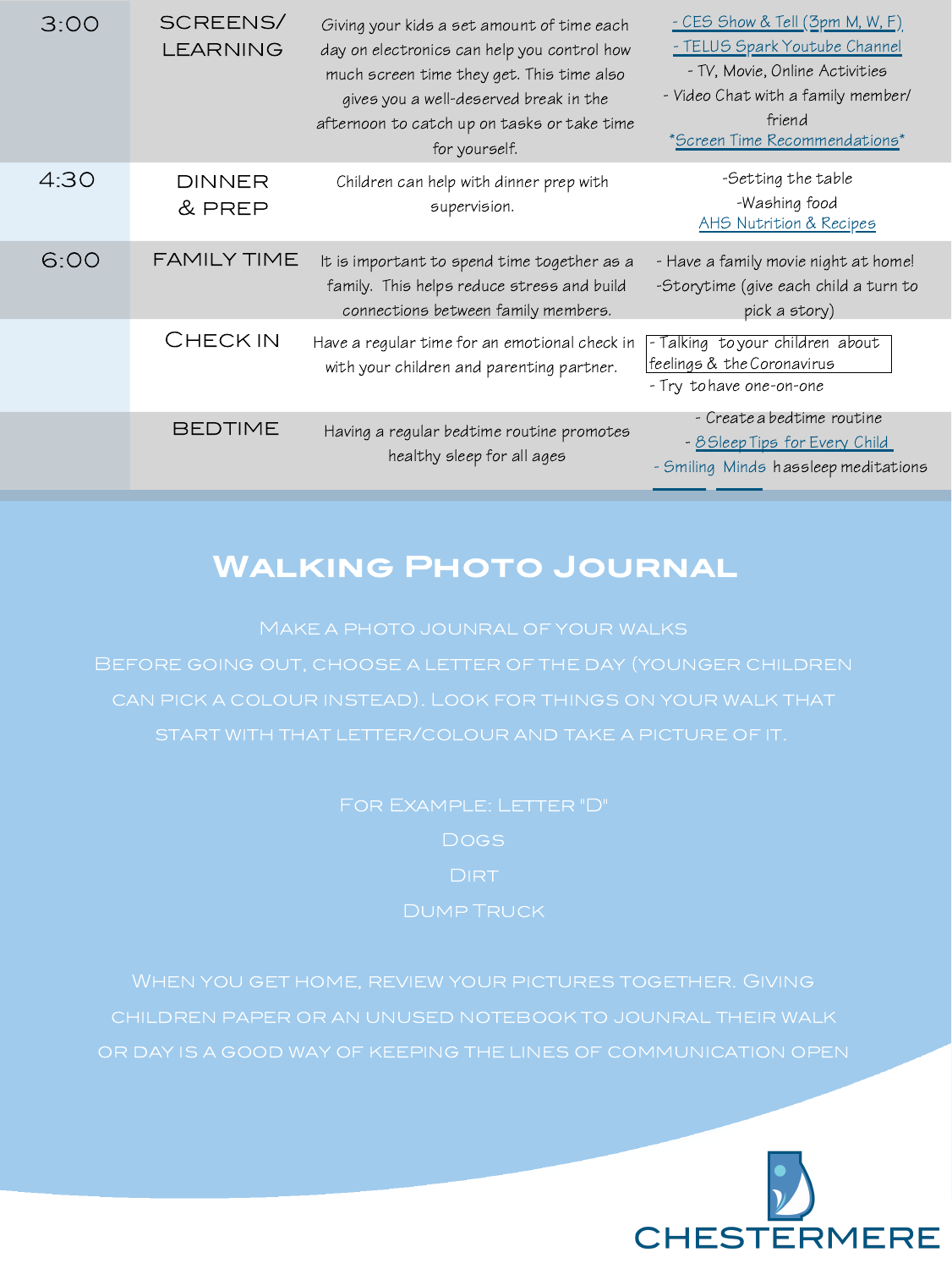| | | | |
|---|---|---|---|
| 3:00 | SCREENS/ LEARNING | Giving your kids a set amount of time each day on electronics can help you control how much screen time they get. This time also gives you a well-deserved break in the afternoon to catch up on tasks or take time for yourself. | - CES Show & Tell (3pm M, W, F)<br>- TELUS Spark Youtube Channel<br>- TV, Movie, Online Activities<br>- Video Chat with a family member/ friend<br>*Screen Time Recommendations* |
| 4:30 | DINNER & PREP | Children can help with dinner prep with supervision. | -Setting the table<br>-Washing food<br>AHS Nutrition & Recipes |
| 6:00 | FAMILY TIME | It is important to spend time together as a family. This helps reduce stress and build connections between family members. | - Have a family movie night at home!<br>-Storytime (give each child a turn to pick a story) |
| | CHECK IN | Have a regular time for an emotional check in with your children and parenting partner. | - Talking to your children about feelings & the Coronavirus<br>- Try to have one-on-one |
| | BEDTIME | Having a regular bedtime routine promotes healthy sleep for all ages | - Create a bedtime routine<br>- 8 Sleep Tips for Every Child<br>- Smiling Minds has sleep meditations |

## Walking Photo Journal

Make a photo jounral of your walks

Before going out, choose a letter of the day (younger children can pick a colour instead). Look for things on your walk that start with that letter/colour and take a picture of it.

For Example: Letter "D"

Dogs

Dirt

Dump Truck

When you get home, review your pictures together. Giving children paper or an unused notebook to jounral their walk or day is a good way of keeping the lines of communication open

CHESTERMERE